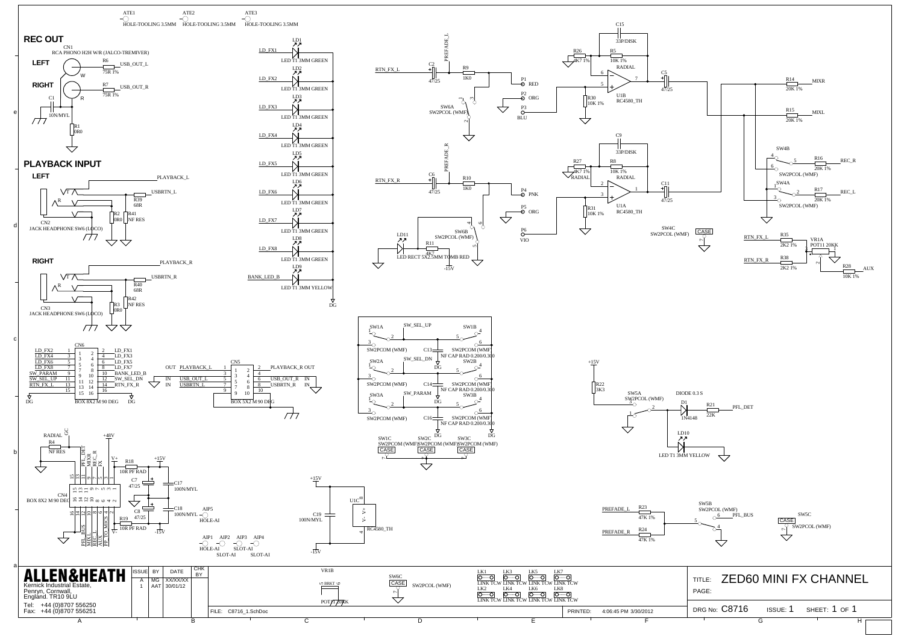# ZED60 MINI FX CHANNEL

## REC OUT

CN1 RCA PHONO H2H W/R (JALCO-TREMIVER)

**LEFT** — R6 75R 1% — USB_OUT_L

**RIGHT** — R7 75R 1% — USB_OUT_R

C1 10N/MYL, R1 0R0

## PLAYBACK INPUT

**LEFT** — PLAYBACK_L, USBRTN_L, R39 68R, R2 0R0, R41 NF RES, CN2 JACK HEADPHONE SW6 (LOCO)

**RIGHT** — PLAYBACK_R, USBRTN_R, R40 68R, R3 0R0, R42 NF RES, CN3 JACK HEADPHONE SW6 (LOCO)

ATE1 HOLE-TOOLING 3.5MM, ATE2 HOLE-TOOLING 3.5MM, ATE3 HOLE-TOOLING 3.5MM

LD_FX1 — LD1 LED T1 3MM GREEN
LD_FX2 — LD2 LED T1 3MM GREEN
LD_FX3 — LD3 LED T1 3MM GREEN
LD_FX4 — LD4 LED T1 3MM GREEN
LD_FX5 — LD5 LED T1 3MM GREEN
LD_FX6 — LD6 LED T1 3MM GREEN
LD_FX7 — LD7 LED T1 3MM GREEN
LD_FX8 — LD8 LED T1 3MM GREEN
BANK_LED_B — LD9 LED T1 3MM YELLOW

RTN_FX_L — C2 47/25 — R9 1K0 — P1 RED, P2 ORG, P3 BLU; PREFADE_L; SW6A SW2PCOL (WMF)

RTN_FX_R — C6 47/25 — R10 1K0 — P4 PNK, P5 ORG, P6 VIO; PREFADE_R; SW6B SW2PCOL (WMF)

LD11 LED RECT 5X2.5MM TOMB RED — R11 4K7 — -15V

C15 33P/DISK, R26 4K7 1%, R5 10K 1% RADIAL, U1B RC4580_TH, R30 10K 1%, C5 47/25, R14 20K 1% — MIXR, R15 20K 1% — MIXL

C9 33P/DISK, R27 4K7 1% RADIAL, R8 10K 1% RADIAL, U1A RC4580_TH, R31 10K 1%, C11 47/25

SW4B — R16 20K 1% — REC_R; SW4A — R17 20K 1% — REC_L; SW2PCOL (WMF); SW4C SW2PCOL (WMF) CASE

RTN_FX_L — R35 2K2 1%; RTN_FX_R — R38 2K2 1%; VR1A POT11 20KK; R28 10K 1% — AUX

CN6 BOX 8X2 M 90 DEG: LD_FX2 (1), LD_FX4 (3), LD_FX6 (5), LD_FX8 (7), SW_PARAM (9), SW_SEL_UP (11), RTN_FX_L (13), 15; LD_FX1 (2), LD_FX3 (4), LD_FX5 (6), LD_FX7 (8), BANK_LED_B (10), SW_SEL_DN (12), RTN_FX_R (14), 16

CN5 BOX 5X2 M 90 DEG: OUT PLAYBACK_L (1), IN USB_OUT_L (5), IN USBRTN_L (7), 9; PLAYBACK_R OUT (2), USB_OUT_R IN (6), USBRTN_R IN (8), 10

SW1A, SW_SEL_UP, SW1B, C13 NF CAP RAD 0.200/0.300, SW2PCOM (WMF)
SW2A, SW_SEL_DN, SW2B, C14 NF CAP RAD 0.200/0.300, SW2PCOM (WMF)
SW3A, SW_PARAM, SW3B, C16 NF CAP RAD 0.200/0.300, SW2PCOM (WMF)
SW1C, SW2C, SW3C SW2PCOM (WMF) CASE

+15V — R22 3K3; SW5A SW2PCOL (WMF); D1 1N4148 DIODE 0.3 S; R21 22K — PFL_DET; LD10 LED T1 3MM YELLOW

RADIAL, R4 NF RES, +48V, CN4 BOX 8X2 M 90 DEG: PFL_DET, MIXR, REC_R, FX, PFL_BUS, MIXL, REC_L, AUX, PP TO MICS

V+ R18 10R PF RAD +15V; C7 47/25; C17 100N/MYL; C8 47/25; C18 100N/MYL; V- R19 10R PF RAD -15V; AIP5 HOLE-AI

AIP1 HOLE-AI, AIP2 SLOT-AI, AIP3 SLOT-AI, AIP4 SLOT-AI

+15V, C19 100N/MYL, U1C RC4580_TH, -15V

PREFADE_L — R23 47K 1%; PREFADE_R — R24 47K 1%; SW5B SW2PCOL (WMF) — PFL_BUS; SW5C SW2PCOL (WMF) CASE

VR1B POT11 20KK; SW6C SW2PCOL (WMF) CASE

LK1, LK2, LK3, LK4, LK5, LK6, LK7, LK8 LINK TCW

| ISSUE | BY | DATE | CHK BY |
|---|---|---|---|
| A | MG | XX/XX/XX | |
| 1 | AAT | 30/01/12 | |

**ALLEN&HEATH**
Kernick Industrial Estate,
Penryn, Cornwall,
England. TR10 9LU
Tel: +44 (0)8707 556250
Fax: +44 (0)8707 556251

FILE: C8716_1.SchDoc
PRINTED: 4:06:45 PM 3/30/2012

TITLE: ZED60 MINI FX CHANNEL
PAGE:
DRG No: C8716 ISSUE: 1 SHEET: 1 OF 1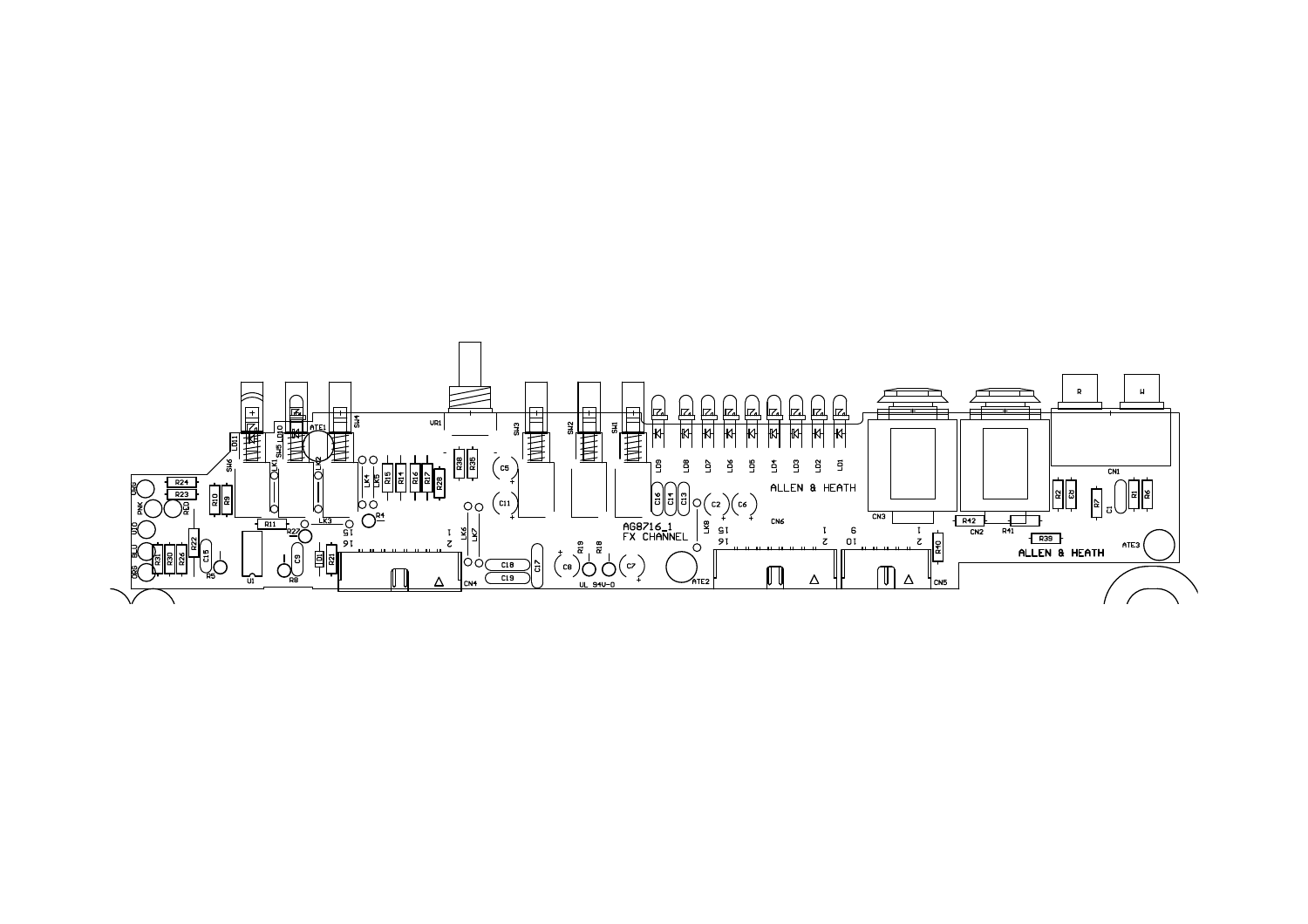ALLEN & HEATH

AG8716_1
FX CHANNEL

UL 94V-0

ALLEN & HEATH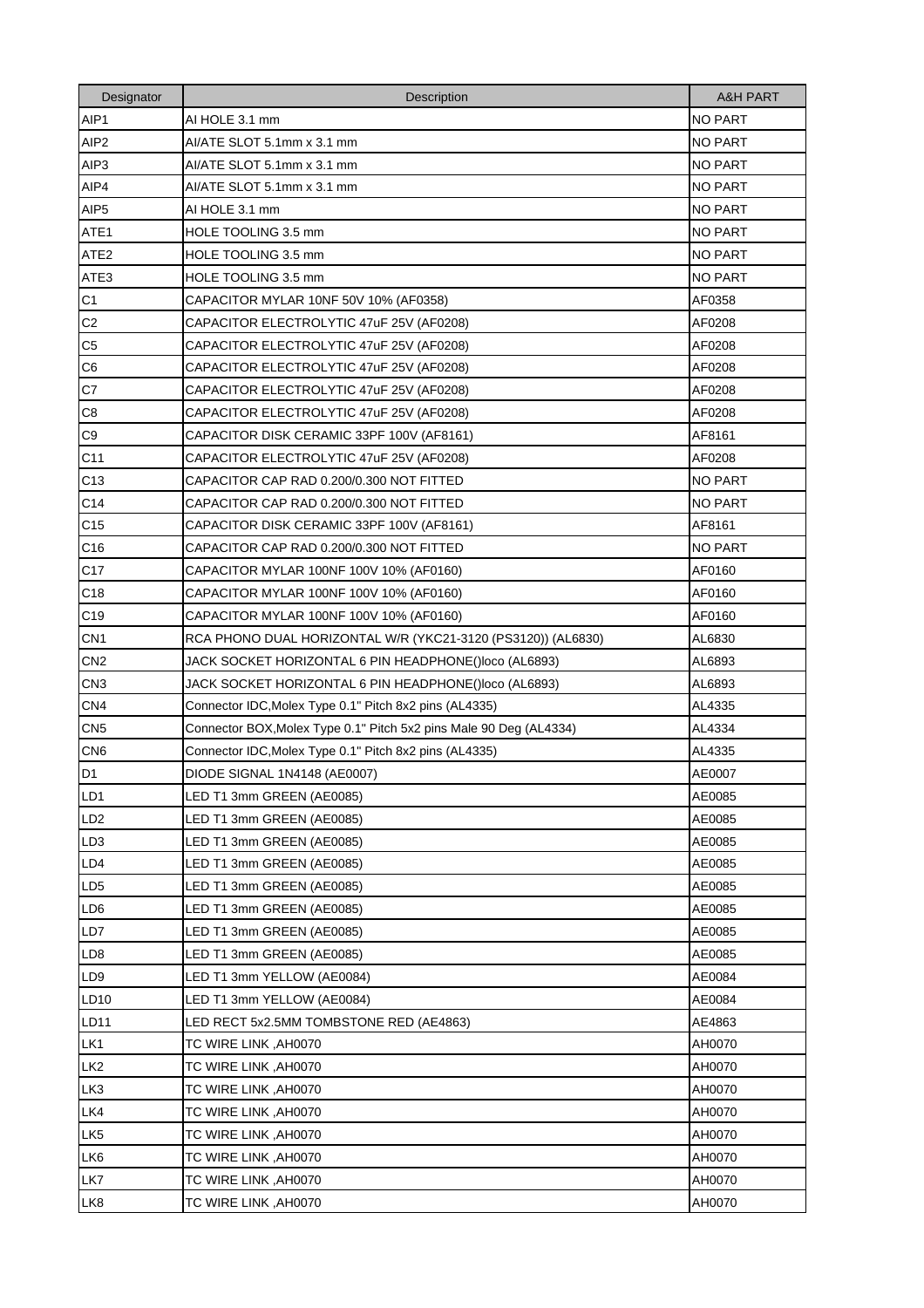| Designator | Description | A&H PART |
|---|---|---|
| AIP1 | AI HOLE 3.1 mm | NO PART |
| AIP2 | AI/ATE SLOT 5.1mm x 3.1 mm | NO PART |
| AIP3 | AI/ATE SLOT 5.1mm x 3.1 mm | NO PART |
| AIP4 | AI/ATE SLOT 5.1mm x 3.1 mm | NO PART |
| AIP5 | AI HOLE 3.1 mm | NO PART |
| ATE1 | HOLE TOOLING 3.5 mm | NO PART |
| ATE2 | HOLE TOOLING 3.5 mm | NO PART |
| ATE3 | HOLE TOOLING 3.5 mm | NO PART |
| C1 | CAPACITOR MYLAR 10NF 50V 10% (AF0358) | AF0358 |
| C2 | CAPACITOR ELECTROLYTIC 47uF 25V (AF0208) | AF0208 |
| C5 | CAPACITOR ELECTROLYTIC 47uF 25V (AF0208) | AF0208 |
| C6 | CAPACITOR ELECTROLYTIC 47uF 25V (AF0208) | AF0208 |
| C7 | CAPACITOR ELECTROLYTIC 47uF 25V (AF0208) | AF0208 |
| C8 | CAPACITOR ELECTROLYTIC 47uF 25V (AF0208) | AF0208 |
| C9 | CAPACITOR DISK CERAMIC 33PF 100V (AF8161) | AF8161 |
| C11 | CAPACITOR ELECTROLYTIC 47uF 25V (AF0208) | AF0208 |
| C13 | CAPACITOR CAP RAD 0.200/0.300 NOT FITTED | NO PART |
| C14 | CAPACITOR CAP RAD 0.200/0.300 NOT FITTED | NO PART |
| C15 | CAPACITOR DISK CERAMIC 33PF 100V (AF8161) | AF8161 |
| C16 | CAPACITOR CAP RAD 0.200/0.300 NOT FITTED | NO PART |
| C17 | CAPACITOR MYLAR 100NF 100V 10% (AF0160) | AF0160 |
| C18 | CAPACITOR MYLAR 100NF 100V 10% (AF0160) | AF0160 |
| C19 | CAPACITOR MYLAR 100NF 100V 10% (AF0160) | AF0160 |
| CN1 | RCA PHONO DUAL HORIZONTAL W/R (YKC21-3120 (PS3120)) (AL6830) | AL6830 |
| CN2 | JACK SOCKET HORIZONTAL 6 PIN HEADPHONE()loco (AL6893) | AL6893 |
| CN3 | JACK SOCKET HORIZONTAL 6 PIN HEADPHONE()loco (AL6893) | AL6893 |
| CN4 | Connector IDC,Molex Type 0.1" Pitch 8x2 pins (AL4335) | AL4335 |
| CN5 | Connector BOX,Molex Type 0.1" Pitch 5x2 pins Male 90 Deg (AL4334) | AL4334 |
| CN6 | Connector IDC,Molex Type 0.1" Pitch 8x2 pins (AL4335) | AL4335 |
| D1 | DIODE SIGNAL 1N4148 (AE0007) | AE0007 |
| LD1 | LED T1 3mm GREEN (AE0085) | AE0085 |
| LD2 | LED T1 3mm GREEN (AE0085) | AE0085 |
| LD3 | LED T1 3mm GREEN (AE0085) | AE0085 |
| LD4 | LED T1 3mm GREEN (AE0085) | AE0085 |
| LD5 | LED T1 3mm GREEN (AE0085) | AE0085 |
| LD6 | LED T1 3mm GREEN (AE0085) | AE0085 |
| LD7 | LED T1 3mm GREEN (AE0085) | AE0085 |
| LD8 | LED T1 3mm GREEN (AE0085) | AE0085 |
| LD9 | LED T1 3mm YELLOW (AE0084) | AE0084 |
| LD10 | LED T1 3mm YELLOW (AE0084) | AE0084 |
| LD11 | LED RECT 5x2.5MM TOMBSTONE RED (AE4863) | AE4863 |
| LK1 | TC WIRE LINK ,AH0070 | AH0070 |
| LK2 | TC WIRE LINK ,AH0070 | AH0070 |
| LK3 | TC WIRE LINK ,AH0070 | AH0070 |
| LK4 | TC WIRE LINK ,AH0070 | AH0070 |
| LK5 | TC WIRE LINK ,AH0070 | AH0070 |
| LK6 | TC WIRE LINK ,AH0070 | AH0070 |
| LK7 | TC WIRE LINK ,AH0070 | AH0070 |
| LK8 | TC WIRE LINK ,AH0070 | AH0070 |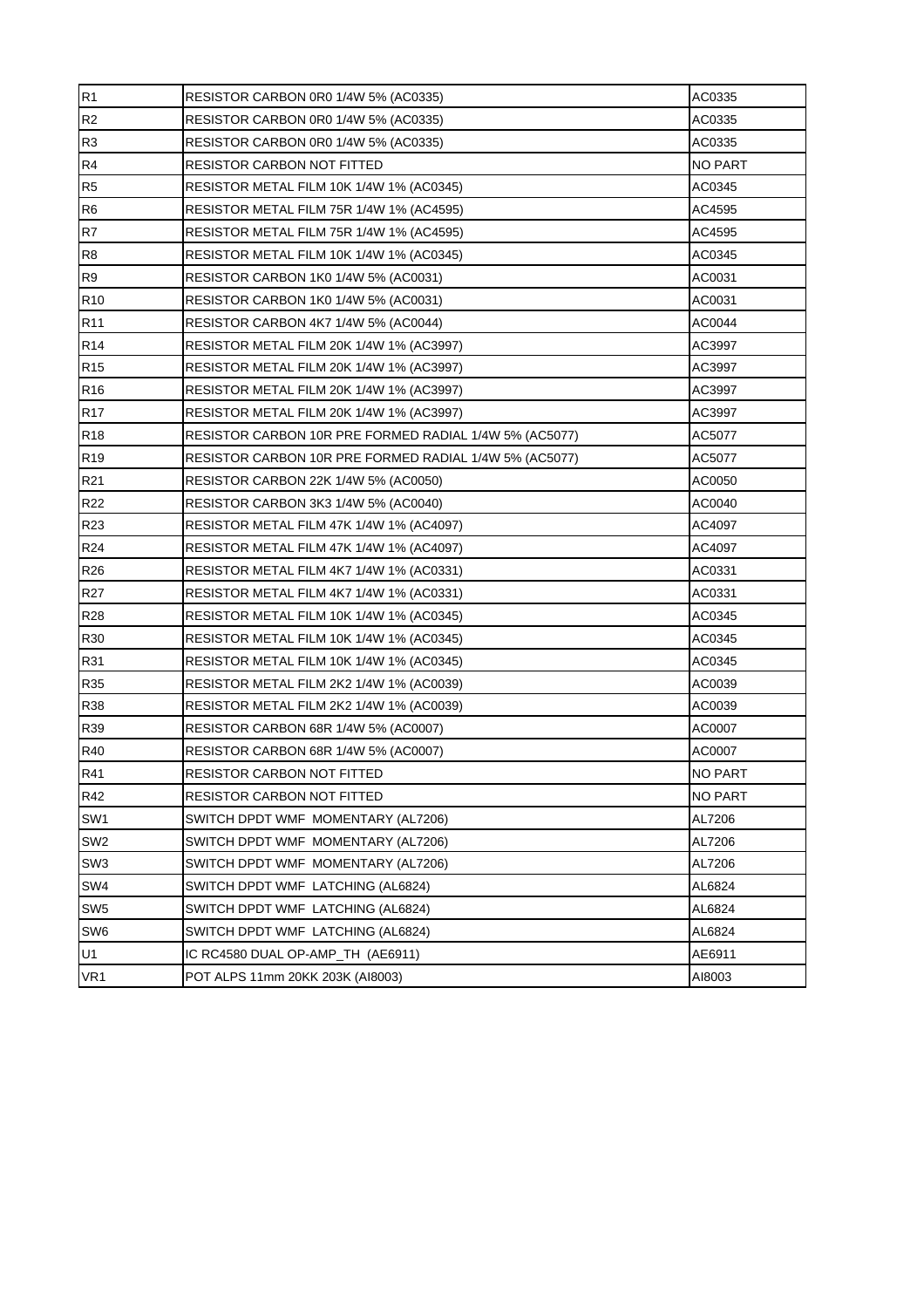| | | |
|---|---|---|
| R1 | RESISTOR CARBON 0R0 1/4W 5% (AC0335) | AC0335 |
| R2 | RESISTOR CARBON 0R0 1/4W 5% (AC0335) | AC0335 |
| R3 | RESISTOR CARBON 0R0 1/4W 5% (AC0335) | AC0335 |
| R4 | RESISTOR CARBON NOT FITTED | NO PART |
| R5 | RESISTOR METAL FILM 10K 1/4W 1% (AC0345) | AC0345 |
| R6 | RESISTOR METAL FILM 75R 1/4W 1% (AC4595) | AC4595 |
| R7 | RESISTOR METAL FILM 75R 1/4W 1% (AC4595) | AC4595 |
| R8 | RESISTOR METAL FILM 10K 1/4W 1% (AC0345) | AC0345 |
| R9 | RESISTOR CARBON 1K0 1/4W 5% (AC0031) | AC0031 |
| R10 | RESISTOR CARBON 1K0 1/4W 5% (AC0031) | AC0031 |
| R11 | RESISTOR CARBON 4K7 1/4W 5% (AC0044) | AC0044 |
| R14 | RESISTOR METAL FILM 20K 1/4W 1% (AC3997) | AC3997 |
| R15 | RESISTOR METAL FILM 20K 1/4W 1% (AC3997) | AC3997 |
| R16 | RESISTOR METAL FILM 20K 1/4W 1% (AC3997) | AC3997 |
| R17 | RESISTOR METAL FILM 20K 1/4W 1% (AC3997) | AC3997 |
| R18 | RESISTOR CARBON 10R PRE FORMED RADIAL 1/4W 5% (AC5077) | AC5077 |
| R19 | RESISTOR CARBON 10R PRE FORMED RADIAL 1/4W 5% (AC5077) | AC5077 |
| R21 | RESISTOR CARBON 22K 1/4W 5% (AC0050) | AC0050 |
| R22 | RESISTOR CARBON 3K3 1/4W 5% (AC0040) | AC0040 |
| R23 | RESISTOR METAL FILM 47K 1/4W 1% (AC4097) | AC4097 |
| R24 | RESISTOR METAL FILM 47K 1/4W 1% (AC4097) | AC4097 |
| R26 | RESISTOR METAL FILM 4K7 1/4W 1% (AC0331) | AC0331 |
| R27 | RESISTOR METAL FILM 4K7 1/4W 1% (AC0331) | AC0331 |
| R28 | RESISTOR METAL FILM 10K 1/4W 1% (AC0345) | AC0345 |
| R30 | RESISTOR METAL FILM 10K 1/4W 1% (AC0345) | AC0345 |
| R31 | RESISTOR METAL FILM 10K 1/4W 1% (AC0345) | AC0345 |
| R35 | RESISTOR METAL FILM 2K2 1/4W 1% (AC0039) | AC0039 |
| R38 | RESISTOR METAL FILM 2K2 1/4W 1% (AC0039) | AC0039 |
| R39 | RESISTOR CARBON 68R 1/4W 5% (AC0007) | AC0007 |
| R40 | RESISTOR CARBON 68R 1/4W 5% (AC0007) | AC0007 |
| R41 | RESISTOR CARBON NOT FITTED | NO PART |
| R42 | RESISTOR CARBON NOT FITTED | NO PART |
| SW1 | SWITCH DPDT WMF MOMENTARY (AL7206) | AL7206 |
| SW2 | SWITCH DPDT WMF MOMENTARY (AL7206) | AL7206 |
| SW3 | SWITCH DPDT WMF MOMENTARY (AL7206) | AL7206 |
| SW4 | SWITCH DPDT WMF LATCHING (AL6824) | AL6824 |
| SW5 | SWITCH DPDT WMF LATCHING (AL6824) | AL6824 |
| SW6 | SWITCH DPDT WMF LATCHING (AL6824) | AL6824 |
| U1 | IC RC4580 DUAL OP-AMP_TH (AE6911) | AE6911 |
| VR1 | POT ALPS 11mm 20KK 203K (AI8003) | AI8003 |